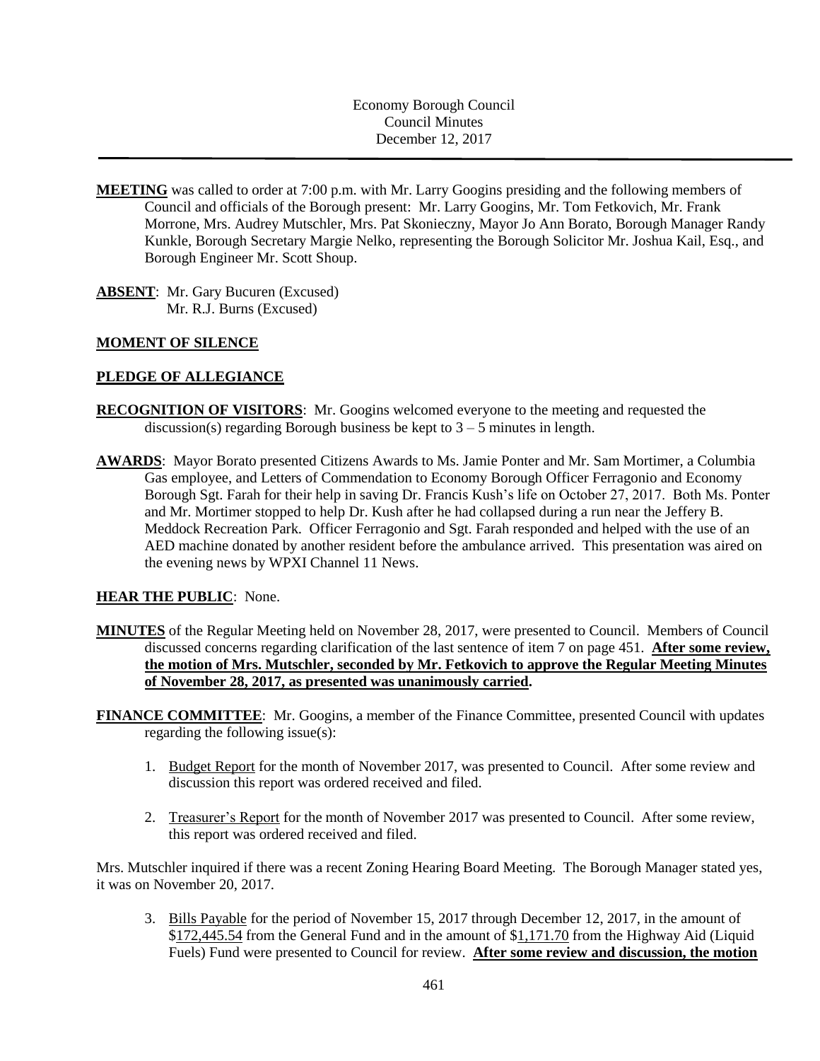Economy Borough Council
Council Minutes
December 12, 2017

---

**MEETING** was called to order at 7:00 p.m. with Mr. Larry Googins presiding and the following members of Council and officials of the Borough present: Mr. Larry Googins, Mr. Tom Fetkovich, Mr. Frank Morrone, Mrs. Audrey Mutschler, Mrs. Pat Skonieczny, Mayor Jo Ann Borato, Borough Manager Randy Kunkle, Borough Secretary Margie Nelko, representing the Borough Solicitor Mr. Joshua Kail, Esq., and Borough Engineer Mr. Scott Shoup.

**ABSENT**: Mr. Gary Bucuren (Excused)
Mr. R.J. Burns (Excused)

**MOMENT OF SILENCE**

**PLEDGE OF ALLEGIANCE**

**RECOGNITION OF VISITORS**: Mr. Googins welcomed everyone to the meeting and requested the discussion(s) regarding Borough business be kept to 3 – 5 minutes in length.

**AWARDS**: Mayor Borato presented Citizens Awards to Ms. Jamie Ponter and Mr. Sam Mortimer, a Columbia Gas employee, and Letters of Commendation to Economy Borough Officer Ferragonio and Economy Borough Sgt. Farah for their help in saving Dr. Francis Kush's life on October 27, 2017. Both Ms. Ponter and Mr. Mortimer stopped to help Dr. Kush after he had collapsed during a run near the Jeffery B. Meddock Recreation Park. Officer Ferragonio and Sgt. Farah responded and helped with the use of an AED machine donated by another resident before the ambulance arrived. This presentation was aired on the evening news by WPXI Channel 11 News.

**HEAR THE PUBLIC**: None.

**MINUTES** of the Regular Meeting held on November 28, 2017, were presented to Council. Members of Council discussed concerns regarding clarification of the last sentence of item 7 on page 451. **After some review, the motion of Mrs. Mutschler, seconded by Mr. Fetkovich to approve the Regular Meeting Minutes of November 28, 2017, as presented was unanimously carried.**

**FINANCE COMMITTEE**: Mr. Googins, a member of the Finance Committee, presented Council with updates regarding the following issue(s):

1. Budget Report for the month of November 2017, was presented to Council. After some review and discussion this report was ordered received and filed.

2. Treasurer's Report for the month of November 2017 was presented to Council. After some review, this report was ordered received and filed.

Mrs. Mutschler inquired if there was a recent Zoning Hearing Board Meeting. The Borough Manager stated yes, it was on November 20, 2017.

3. Bills Payable for the period of November 15, 2017 through December 12, 2017, in the amount of $172,445.54 from the General Fund and in the amount of $1,171.70 from the Highway Aid (Liquid Fuels) Fund were presented to Council for review. **After some review and discussion, the motion**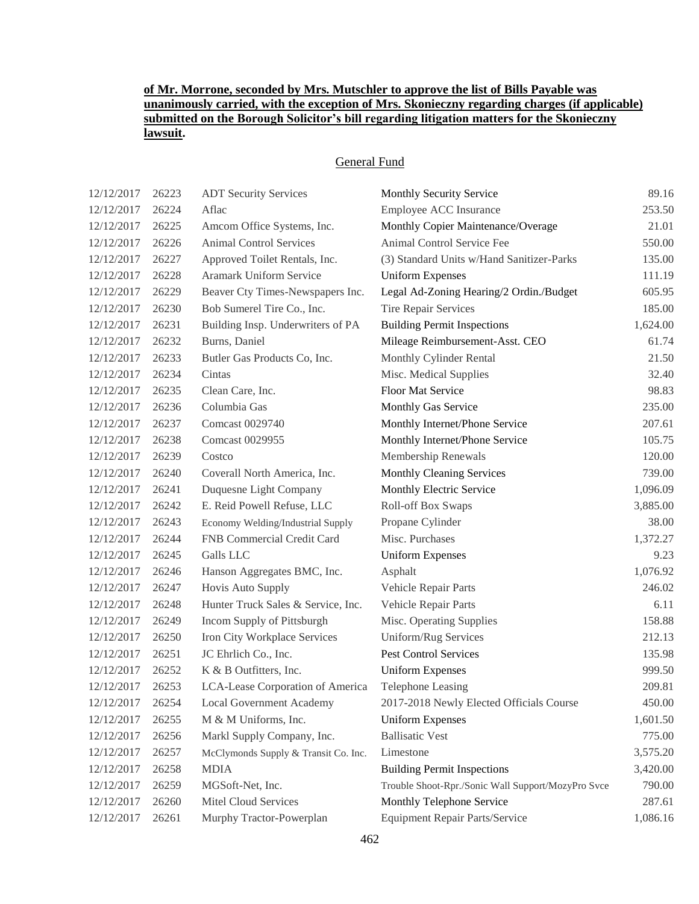**of Mr. Morrone, seconded by Mrs. Mutschler to approve the list of Bills Payable was unanimously carried, with the exception of Mrs. Skonieczny regarding charges (if applicable) submitted on the Borough Solicitor's bill regarding litigation matters for the Skonieczny lawsuit.**

General Fund

| Date | No. | Vendor | Description | Amount |
|---|---|---|---|---|
| 12/12/2017 | 26223 | ADT Security Services | Monthly Security Service | 89.16 |
| 12/12/2017 | 26224 | Aflac | Employee ACC Insurance | 253.50 |
| 12/12/2017 | 26225 | Amcom Office Systems, Inc. | Monthly Copier Maintenance/Overage | 21.01 |
| 12/12/2017 | 26226 | Animal Control Services | Animal Control Service Fee | 550.00 |
| 12/12/2017 | 26227 | Approved Toilet Rentals, Inc. | (3) Standard Units w/Hand Sanitizer-Parks | 135.00 |
| 12/12/2017 | 26228 | Aramark Uniform Service | Uniform Expenses | 111.19 |
| 12/12/2017 | 26229 | Beaver Cty Times-Newspapers Inc. | Legal Ad-Zoning Hearing/2 Ordin./Budget | 605.95 |
| 12/12/2017 | 26230 | Bob Sumerel Tire Co., Inc. | Tire Repair Services | 185.00 |
| 12/12/2017 | 26231 | Building Insp. Underwriters of PA | Building Permit Inspections | 1,624.00 |
| 12/12/2017 | 26232 | Burns, Daniel | Mileage Reimbursement-Asst. CEO | 61.74 |
| 12/12/2017 | 26233 | Butler Gas Products Co, Inc. | Monthly Cylinder Rental | 21.50 |
| 12/12/2017 | 26234 | Cintas | Misc. Medical Supplies | 32.40 |
| 12/12/2017 | 26235 | Clean Care, Inc. | Floor Mat Service | 98.83 |
| 12/12/2017 | 26236 | Columbia Gas | Monthly Gas Service | 235.00 |
| 12/12/2017 | 26237 | Comcast 0029740 | Monthly Internet/Phone Service | 207.61 |
| 12/12/2017 | 26238 | Comcast 0029955 | Monthly Internet/Phone Service | 105.75 |
| 12/12/2017 | 26239 | Costco | Membership Renewals | 120.00 |
| 12/12/2017 | 26240 | Coverall North America, Inc. | Monthly Cleaning Services | 739.00 |
| 12/12/2017 | 26241 | Duquesne Light Company | Monthly Electric Service | 1,096.09 |
| 12/12/2017 | 26242 | E. Reid Powell Refuse, LLC | Roll-off Box Swaps | 3,885.00 |
| 12/12/2017 | 26243 | Economy Welding/Industrial Supply | Propane Cylinder | 38.00 |
| 12/12/2017 | 26244 | FNB Commercial Credit Card | Misc. Purchases | 1,372.27 |
| 12/12/2017 | 26245 | Galls LLC | Uniform Expenses | 9.23 |
| 12/12/2017 | 26246 | Hanson Aggregates BMC, Inc. | Asphalt | 1,076.92 |
| 12/12/2017 | 26247 | Hovis Auto Supply | Vehicle Repair Parts | 246.02 |
| 12/12/2017 | 26248 | Hunter Truck Sales & Service, Inc. | Vehicle Repair Parts | 6.11 |
| 12/12/2017 | 26249 | Incom Supply of Pittsburgh | Misc. Operating Supplies | 158.88 |
| 12/12/2017 | 26250 | Iron City Workplace Services | Uniform/Rug Services | 212.13 |
| 12/12/2017 | 26251 | JC Ehrlich Co., Inc. | Pest Control Services | 135.98 |
| 12/12/2017 | 26252 | K & B Outfitters, Inc. | Uniform Expenses | 999.50 |
| 12/12/2017 | 26253 | LCA-Lease Corporation of America | Telephone Leasing | 209.81 |
| 12/12/2017 | 26254 | Local Government Academy | 2017-2018 Newly Elected Officials Course | 450.00 |
| 12/12/2017 | 26255 | M & M Uniforms, Inc. | Uniform Expenses | 1,601.50 |
| 12/12/2017 | 26256 | Markl Supply Company, Inc. | Ballisatic Vest | 775.00 |
| 12/12/2017 | 26257 | McClymonds Supply & Transit Co. Inc. | Limestone | 3,575.20 |
| 12/12/2017 | 26258 | MDIA | Building Permit Inspections | 3,420.00 |
| 12/12/2017 | 26259 | MGSoft-Net, Inc. | Trouble Shoot-Rpr./Sonic Wall Support/MozyPro Svce | 790.00 |
| 12/12/2017 | 26260 | Mitel Cloud Services | Monthly Telephone Service | 287.61 |
| 12/12/2017 | 26261 | Murphy Tractor-Powerplan | Equipment Repair Parts/Service | 1,086.16 |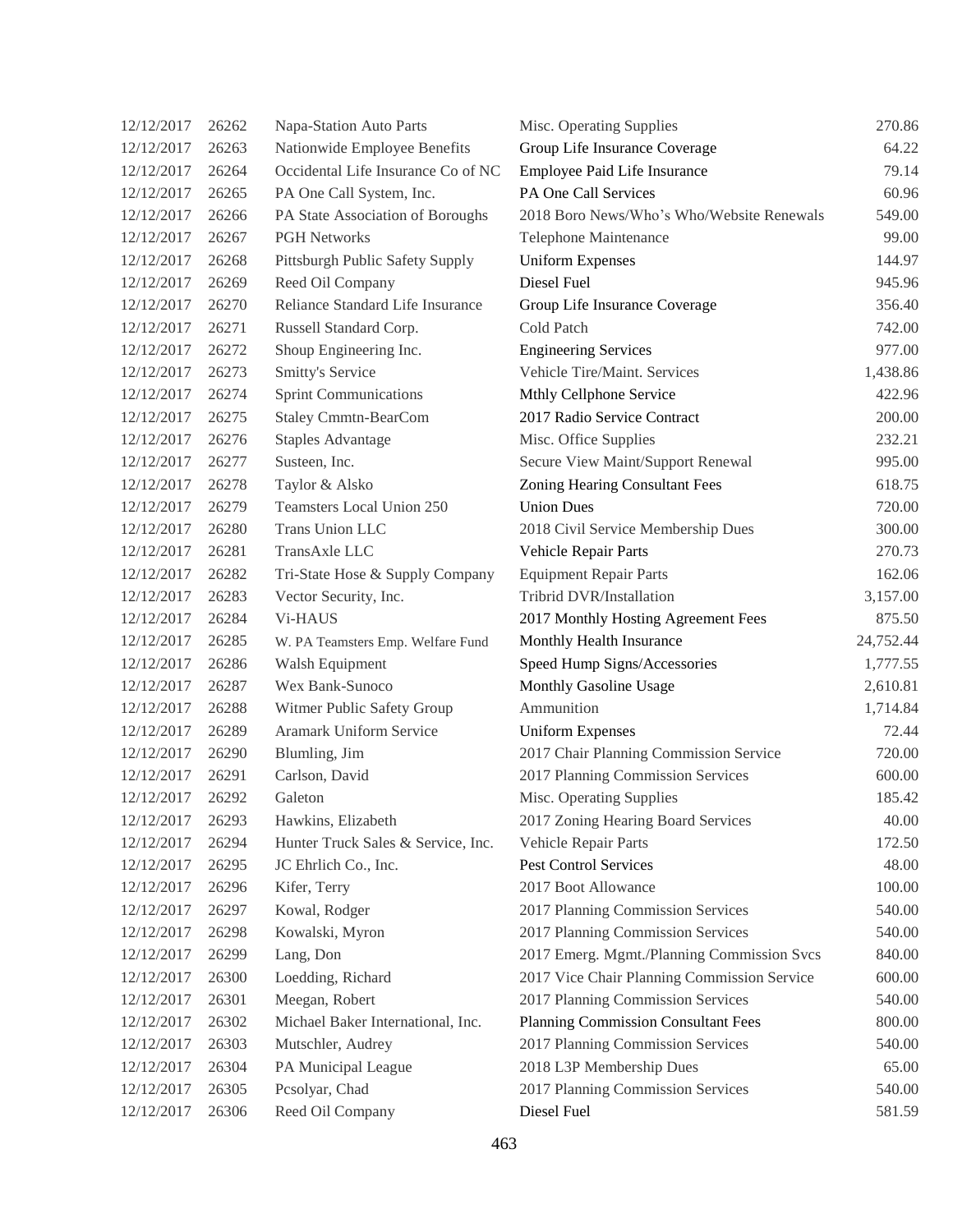| | | | | |
|---|---|---|---|---|
| 12/12/2017 | 26262 | Napa-Station Auto Parts | Misc. Operating Supplies | 270.86 |
| 12/12/2017 | 26263 | Nationwide Employee Benefits | Group Life Insurance Coverage | 64.22 |
| 12/12/2017 | 26264 | Occidental Life Insurance Co of NC | Employee Paid Life Insurance | 79.14 |
| 12/12/2017 | 26265 | PA One Call System, Inc. | PA One Call Services | 60.96 |
| 12/12/2017 | 26266 | PA State Association of Boroughs | 2018 Boro News/Who's Who/Website Renewals | 549.00 |
| 12/12/2017 | 26267 | PGH Networks | Telephone Maintenance | 99.00 |
| 12/12/2017 | 26268 | Pittsburgh Public Safety Supply | Uniform Expenses | 144.97 |
| 12/12/2017 | 26269 | Reed Oil Company | Diesel Fuel | 945.96 |
| 12/12/2017 | 26270 | Reliance Standard Life Insurance | Group Life Insurance Coverage | 356.40 |
| 12/12/2017 | 26271 | Russell Standard Corp. | Cold Patch | 742.00 |
| 12/12/2017 | 26272 | Shoup Engineering Inc. | Engineering Services | 977.00 |
| 12/12/2017 | 26273 | Smitty's Service | Vehicle Tire/Maint. Services | 1,438.86 |
| 12/12/2017 | 26274 | Sprint Communications | Mthly Cellphone Service | 422.96 |
| 12/12/2017 | 26275 | Staley Cmmtn-BearCom | 2017 Radio Service Contract | 200.00 |
| 12/12/2017 | 26276 | Staples Advantage | Misc. Office Supplies | 232.21 |
| 12/12/2017 | 26277 | Susteen, Inc. | Secure View Maint/Support Renewal | 995.00 |
| 12/12/2017 | 26278 | Taylor & Alsko | Zoning Hearing Consultant Fees | 618.75 |
| 12/12/2017 | 26279 | Teamsters Local Union 250 | Union Dues | 720.00 |
| 12/12/2017 | 26280 | Trans Union LLC | 2018 Civil Service Membership Dues | 300.00 |
| 12/12/2017 | 26281 | TransAxle LLC | Vehicle Repair Parts | 270.73 |
| 12/12/2017 | 26282 | Tri-State Hose & Supply Company | Equipment Repair Parts | 162.06 |
| 12/12/2017 | 26283 | Vector Security, Inc. | Tribrid DVR/Installation | 3,157.00 |
| 12/12/2017 | 26284 | Vi-HAUS | 2017 Monthly Hosting Agreement Fees | 875.50 |
| 12/12/2017 | 26285 | W. PA Teamsters Emp. Welfare Fund | Monthly Health Insurance | 24,752.44 |
| 12/12/2017 | 26286 | Walsh Equipment | Speed Hump Signs/Accessories | 1,777.55 |
| 12/12/2017 | 26287 | Wex Bank-Sunoco | Monthly Gasoline Usage | 2,610.81 |
| 12/12/2017 | 26288 | Witmer Public Safety Group | Ammunition | 1,714.84 |
| 12/12/2017 | 26289 | Aramark Uniform Service | Uniform Expenses | 72.44 |
| 12/12/2017 | 26290 | Blumling, Jim | 2017 Chair Planning Commission Service | 720.00 |
| 12/12/2017 | 26291 | Carlson, David | 2017 Planning Commission Services | 600.00 |
| 12/12/2017 | 26292 | Galeton | Misc. Operating Supplies | 185.42 |
| 12/12/2017 | 26293 | Hawkins, Elizabeth | 2017 Zoning Hearing Board Services | 40.00 |
| 12/12/2017 | 26294 | Hunter Truck Sales & Service, Inc. | Vehicle Repair Parts | 172.50 |
| 12/12/2017 | 26295 | JC Ehrlich Co., Inc. | Pest Control Services | 48.00 |
| 12/12/2017 | 26296 | Kifer, Terry | 2017 Boot Allowance | 100.00 |
| 12/12/2017 | 26297 | Kowal, Rodger | 2017 Planning Commission Services | 540.00 |
| 12/12/2017 | 26298 | Kowalski, Myron | 2017 Planning Commission Services | 540.00 |
| 12/12/2017 | 26299 | Lang, Don | 2017 Emerg. Mgmt./Planning Commission Svcs | 840.00 |
| 12/12/2017 | 26300 | Loedding, Richard | 2017 Vice Chair Planning Commission Service | 600.00 |
| 12/12/2017 | 26301 | Meegan, Robert | 2017 Planning Commission Services | 540.00 |
| 12/12/2017 | 26302 | Michael Baker International, Inc. | Planning Commission Consultant Fees | 800.00 |
| 12/12/2017 | 26303 | Mutschler, Audrey | 2017 Planning Commission Services | 540.00 |
| 12/12/2017 | 26304 | PA Municipal League | 2018 L3P Membership Dues | 65.00 |
| 12/12/2017 | 26305 | Pcsolyar, Chad | 2017 Planning Commission Services | 540.00 |
| 12/12/2017 | 26306 | Reed Oil Company | Diesel Fuel | 581.59 |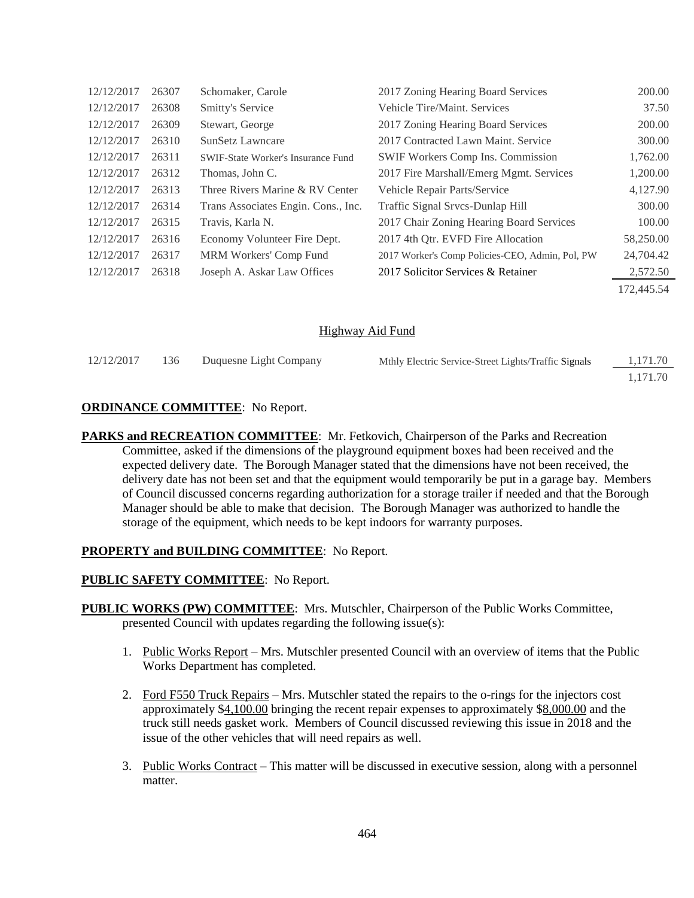| | | | | |
|---|---|---|---|---|
| 12/12/2017 | 26307 | Schomaker, Carole | 2017 Zoning Hearing Board Services | 200.00 |
| 12/12/2017 | 26308 | Smitty's Service | Vehicle Tire/Maint. Services | 37.50 |
| 12/12/2017 | 26309 | Stewart, George | 2017 Zoning Hearing Board Services | 200.00 |
| 12/12/2017 | 26310 | SunSetz Lawncare | 2017 Contracted Lawn Maint. Service | 300.00 |
| 12/12/2017 | 26311 | SWIF-State Worker's Insurance Fund | SWIF Workers Comp Ins. Commission | 1,762.00 |
| 12/12/2017 | 26312 | Thomas, John C. | 2017 Fire Marshall/Emerg Mgmt. Services | 1,200.00 |
| 12/12/2017 | 26313 | Three Rivers Marine & RV Center | Vehicle Repair Parts/Service | 4,127.90 |
| 12/12/2017 | 26314 | Trans Associates Engin. Cons., Inc. | Traffic Signal Srvcs-Dunlap Hill | 300.00 |
| 12/12/2017 | 26315 | Travis, Karla N. | 2017 Chair Zoning Hearing Board Services | 100.00 |
| 12/12/2017 | 26316 | Economy Volunteer Fire Dept. | 2017 4th Qtr. EVFD Fire Allocation | 58,250.00 |
| 12/12/2017 | 26317 | MRM Workers' Comp Fund | 2017 Worker's Comp Policies-CEO, Admin, Pol, PW | 24,704.42 |
| 12/12/2017 | 26318 | Joseph A. Askar Law Offices | 2017 Solicitor Services & Retainer | 2,572.50 |
| | | | | 172,445.54 |

Highway Aid Fund

| | | | | |
|---|---|---|---|---|
| 12/12/2017 | 136 | Duquesne Light Company | Mthly Electric Service-Street Lights/Traffic Signals | 1,171.70 |
| | | | | 1,171.70 |

**ORDINANCE COMMITTEE**: No Report.

**PARKS and RECREATION COMMITTEE**: Mr. Fetkovich, Chairperson of the Parks and Recreation Committee, asked if the dimensions of the playground equipment boxes had been received and the expected delivery date. The Borough Manager stated that the dimensions have not been received, the delivery date has not been set and that the equipment would temporarily be put in a garage bay. Members of Council discussed concerns regarding authorization for a storage trailer if needed and that the Borough Manager should be able to make that decision. The Borough Manager was authorized to handle the storage of the equipment, which needs to be kept indoors for warranty purposes.

**PROPERTY and BUILDING COMMITTEE**: No Report.

**PUBLIC SAFETY COMMITTEE**: No Report.

**PUBLIC WORKS (PW) COMMITTEE**: Mrs. Mutschler, Chairperson of the Public Works Committee, presented Council with updates regarding the following issue(s):

1. Public Works Report – Mrs. Mutschler presented Council with an overview of items that the Public Works Department has completed.

2. Ford F550 Truck Repairs – Mrs. Mutschler stated the repairs to the o-rings for the injectors cost approximately $4,100.00 bringing the recent repair expenses to approximately $8,000.00 and the truck still needs gasket work. Members of Council discussed reviewing this issue in 2018 and the issue of the other vehicles that will need repairs as well.

3. Public Works Contract – This matter will be discussed in executive session, along with a personnel matter.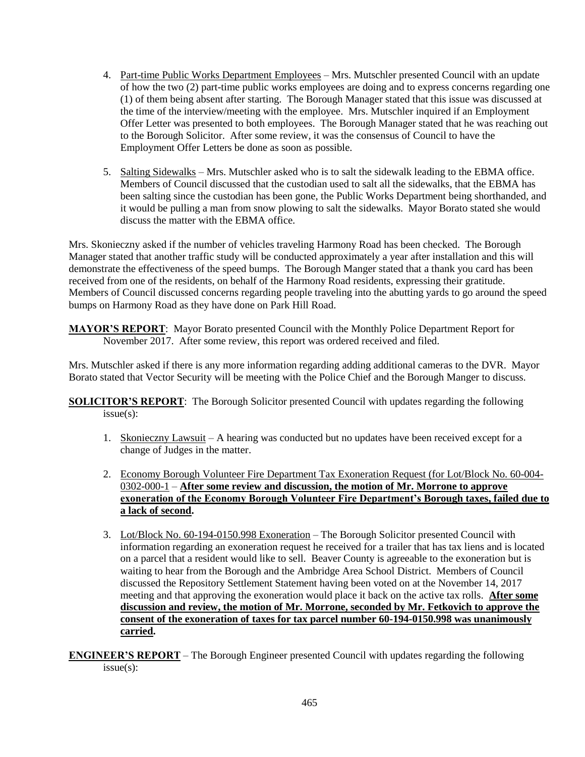4. Part-time Public Works Department Employees – Mrs. Mutschler presented Council with an update of how the two (2) part-time public works employees are doing and to express concerns regarding one (1) of them being absent after starting. The Borough Manager stated that this issue was discussed at the time of the interview/meeting with the employee. Mrs. Mutschler inquired if an Employment Offer Letter was presented to both employees. The Borough Manager stated that he was reaching out to the Borough Solicitor. After some review, it was the consensus of Council to have the Employment Offer Letters be done as soon as possible.

5. Salting Sidewalks – Mrs. Mutschler asked who is to salt the sidewalk leading to the EBMA office. Members of Council discussed that the custodian used to salt all the sidewalks, that the EBMA has been salting since the custodian has been gone, the Public Works Department being shorthanded, and it would be pulling a man from snow plowing to salt the sidewalks. Mayor Borato stated she would discuss the matter with the EBMA office.

Mrs. Skonieczny asked if the number of vehicles traveling Harmony Road has been checked. The Borough Manager stated that another traffic study will be conducted approximately a year after installation and this will demonstrate the effectiveness of the speed bumps. The Borough Manger stated that a thank you card has been received from one of the residents, on behalf of the Harmony Road residents, expressing their gratitude. Members of Council discussed concerns regarding people traveling into the abutting yards to go around the speed bumps on Harmony Road as they have done on Park Hill Road.

**MAYOR'S REPORT**: Mayor Borato presented Council with the Monthly Police Department Report for November 2017. After some review, this report was ordered received and filed.

Mrs. Mutschler asked if there is any more information regarding adding additional cameras to the DVR. Mayor Borato stated that Vector Security will be meeting with the Police Chief and the Borough Manger to discuss.

**SOLICITOR'S REPORT**: The Borough Solicitor presented Council with updates regarding the following issue(s):

1. Skonieczny Lawsuit – A hearing was conducted but no updates have been received except for a change of Judges in the matter.

2. Economy Borough Volunteer Fire Department Tax Exoneration Request (for Lot/Block No. 60-004-0302-000-1 – **After some review and discussion, the motion of Mr. Morrone to approve exoneration of the Economy Borough Volunteer Fire Department's Borough taxes, failed due to a lack of second.**

3. Lot/Block No. 60-194-0150.998 Exoneration – The Borough Solicitor presented Council with information regarding an exoneration request he received for a trailer that has tax liens and is located on a parcel that a resident would like to sell. Beaver County is agreeable to the exoneration but is waiting to hear from the Borough and the Ambridge Area School District. Members of Council discussed the Repository Settlement Statement having been voted on at the November 14, 2017 meeting and that approving the exoneration would place it back on the active tax rolls. **After some discussion and review, the motion of Mr. Morrone, seconded by Mr. Fetkovich to approve the consent of the exoneration of taxes for tax parcel number 60-194-0150.998 was unanimously carried.**

**ENGINEER'S REPORT** – The Borough Engineer presented Council with updates regarding the following issue(s):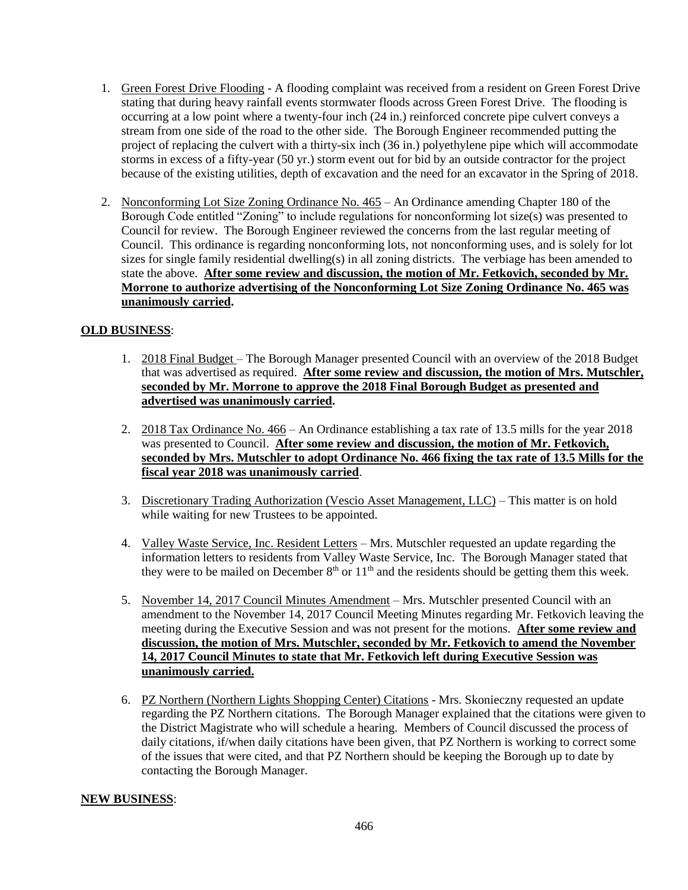1. Green Forest Drive Flooding - A flooding complaint was received from a resident on Green Forest Drive stating that during heavy rainfall events stormwater floods across Green Forest Drive. The flooding is occurring at a low point where a twenty-four inch (24 in.) reinforced concrete pipe culvert conveys a stream from one side of the road to the other side. The Borough Engineer recommended putting the project of replacing the culvert with a thirty-six inch (36 in.) polyethylene pipe which will accommodate storms in excess of a fifty-year (50 yr.) storm event out for bid by an outside contractor for the project because of the existing utilities, depth of excavation and the need for an excavator in the Spring of 2018.

2. Nonconforming Lot Size Zoning Ordinance No. 465 – An Ordinance amending Chapter 180 of the Borough Code entitled "Zoning" to include regulations for nonconforming lot size(s) was presented to Council for review. The Borough Engineer reviewed the concerns from the last regular meeting of Council. This ordinance is regarding nonconforming lots, not nonconforming uses, and is solely for lot sizes for single family residential dwelling(s) in all zoning districts. The verbiage has been amended to state the above. **After some review and discussion, the motion of Mr. Fetkovich, seconded by Mr. Morrone to authorize advertising of the Nonconforming Lot Size Zoning Ordinance No. 465 was unanimously carried.**

**OLD BUSINESS**:

1. 2018 Final Budget – The Borough Manager presented Council with an overview of the 2018 Budget that was advertised as required. **After some review and discussion, the motion of Mrs. Mutschler, seconded by Mr. Morrone to approve the 2018 Final Borough Budget as presented and advertised was unanimously carried.**

2. 2018 Tax Ordinance No. 466 – An Ordinance establishing a tax rate of 13.5 mills for the year 2018 was presented to Council. **After some review and discussion, the motion of Mr. Fetkovich, seconded by Mrs. Mutschler to adopt Ordinance No. 466 fixing the tax rate of 13.5 Mills for the fiscal year 2018 was unanimously carried**.

3. Discretionary Trading Authorization (Vescio Asset Management, LLC) – This matter is on hold while waiting for new Trustees to be appointed.

4. Valley Waste Service, Inc. Resident Letters – Mrs. Mutschler requested an update regarding the information letters to residents from Valley Waste Service, Inc. The Borough Manager stated that they were to be mailed on December 8th or 11th and the residents should be getting them this week.

5. November 14, 2017 Council Minutes Amendment – Mrs. Mutschler presented Council with an amendment to the November 14, 2017 Council Meeting Minutes regarding Mr. Fetkovich leaving the meeting during the Executive Session and was not present for the motions. **After some review and discussion, the motion of Mrs. Mutschler, seconded by Mr. Fetkovich to amend the November 14, 2017 Council Minutes to state that Mr. Fetkovich left during Executive Session was unanimously carried.**

6. PZ Northern (Northern Lights Shopping Center) Citations - Mrs. Skonieczny requested an update regarding the PZ Northern citations. The Borough Manager explained that the citations were given to the District Magistrate who will schedule a hearing. Members of Council discussed the process of daily citations, if/when daily citations have been given, that PZ Northern is working to correct some of the issues that were cited, and that PZ Northern should be keeping the Borough up to date by contacting the Borough Manager.

**NEW BUSINESS**: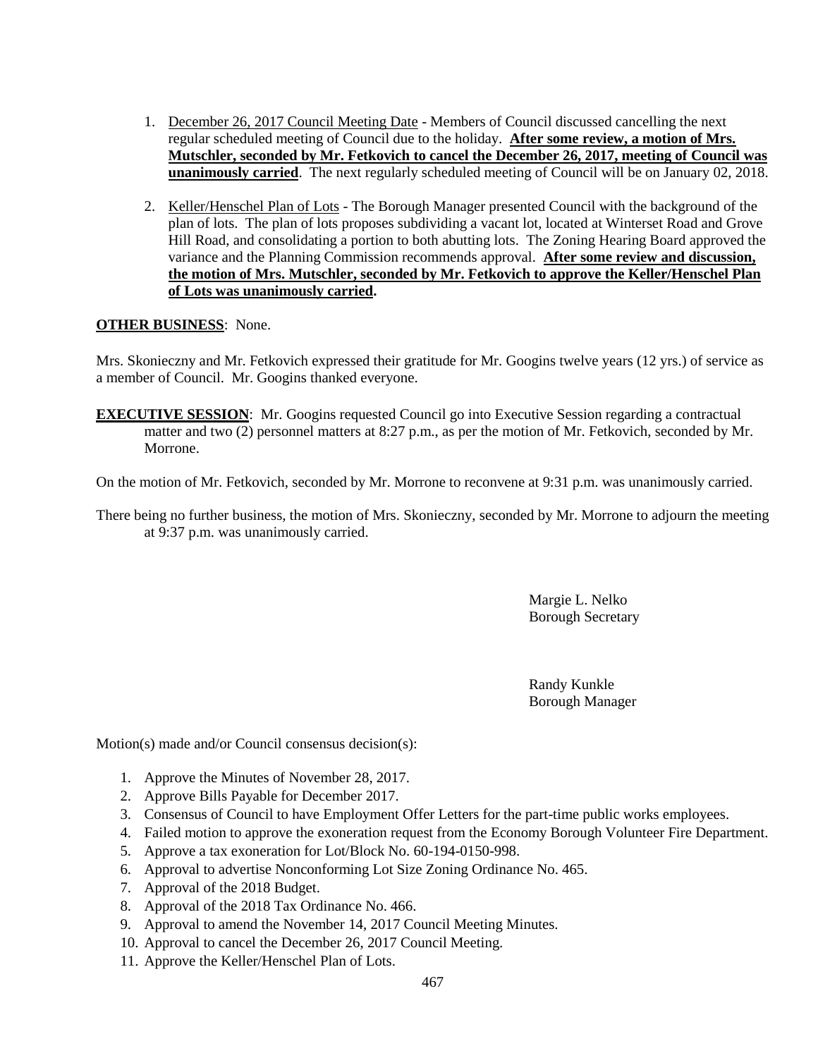1. December 26, 2017 Council Meeting Date - Members of Council discussed cancelling the next regular scheduled meeting of Council due to the holiday. **After some review, a motion of Mrs. Mutschler, seconded by Mr. Fetkovich to cancel the December 26, 2017, meeting of Council was unanimously carried**. The next regularly scheduled meeting of Council will be on January 02, 2018.

2. Keller/Henschel Plan of Lots - The Borough Manager presented Council with the background of the plan of lots. The plan of lots proposes subdividing a vacant lot, located at Winterset Road and Grove Hill Road, and consolidating a portion to both abutting lots. The Zoning Hearing Board approved the variance and the Planning Commission recommends approval. **After some review and discussion, the motion of Mrs. Mutschler, seconded by Mr. Fetkovich to approve the Keller/Henschel Plan of Lots was unanimously carried.**

**OTHER BUSINESS**: None.

Mrs. Skonieczny and Mr. Fetkovich expressed their gratitude for Mr. Googins twelve years (12 yrs.) of service as a member of Council. Mr. Googins thanked everyone.

**EXECUTIVE SESSION**: Mr. Googins requested Council go into Executive Session regarding a contractual matter and two (2) personnel matters at 8:27 p.m., as per the motion of Mr. Fetkovich, seconded by Mr. Morrone.

On the motion of Mr. Fetkovich, seconded by Mr. Morrone to reconvene at 9:31 p.m. was unanimously carried.

There being no further business, the motion of Mrs. Skonieczny, seconded by Mr. Morrone to adjourn the meeting at 9:37 p.m. was unanimously carried.

Margie L. Nelko
Borough Secretary

Randy Kunkle
Borough Manager

Motion(s) made and/or Council consensus decision(s):

1. Approve the Minutes of November 28, 2017.
2. Approve Bills Payable for December 2017.
3. Consensus of Council to have Employment Offer Letters for the part-time public works employees.
4. Failed motion to approve the exoneration request from the Economy Borough Volunteer Fire Department.
5. Approve a tax exoneration for Lot/Block No. 60-194-0150-998.
6. Approval to advertise Nonconforming Lot Size Zoning Ordinance No. 465.
7. Approval of the 2018 Budget.
8. Approval of the 2018 Tax Ordinance No. 466.
9. Approval to amend the November 14, 2017 Council Meeting Minutes.
10. Approval to cancel the December 26, 2017 Council Meeting.
11. Approve the Keller/Henschel Plan of Lots.